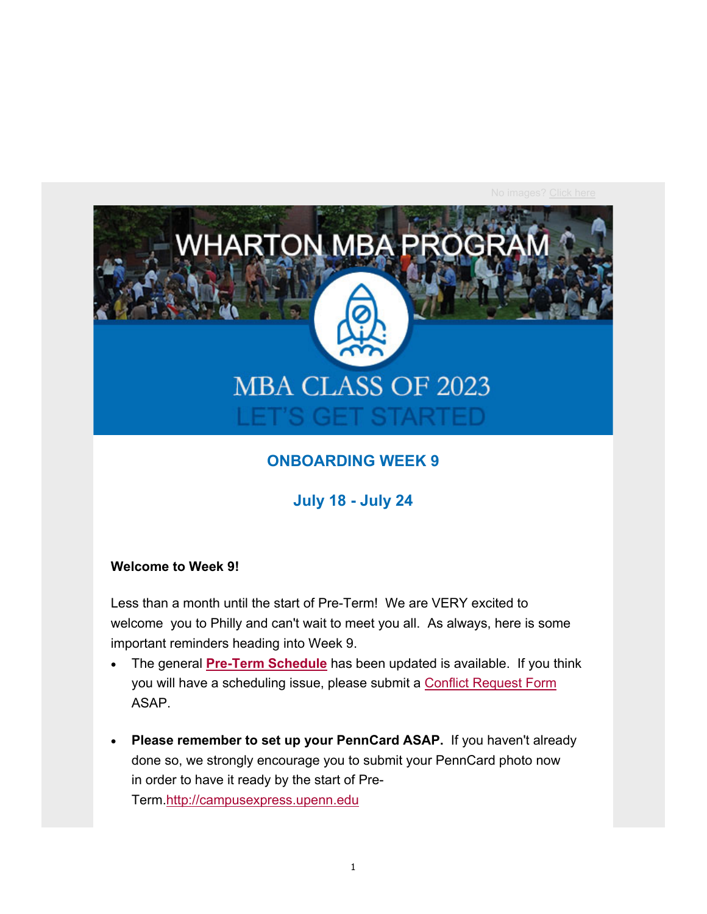No images? Click here

WHARTON MBA PROGRAM

MBA CLASS OF 2023

LET'S GET STARTED

## ONBOARDING WEEK 9

### July 18 - July 24

**Welcome to Week 9!**

Less than a month until the start of Pre-Term! We are VERY excited to welcome you to Philly and can't wait to meet you all. As always, here is some important reminders heading into Week 9.

- The general **Pre-Term Schedule** has been updated is available. If you think you will have a scheduling issue, please submit a Conflict Request Form ASAP.

- **Please remember to set up your PennCard ASAP.** If you haven't already done so, we strongly encourage you to submit your PennCard photo now in order to have it ready by the start of Pre-Term.http://campusexpress.upenn.edu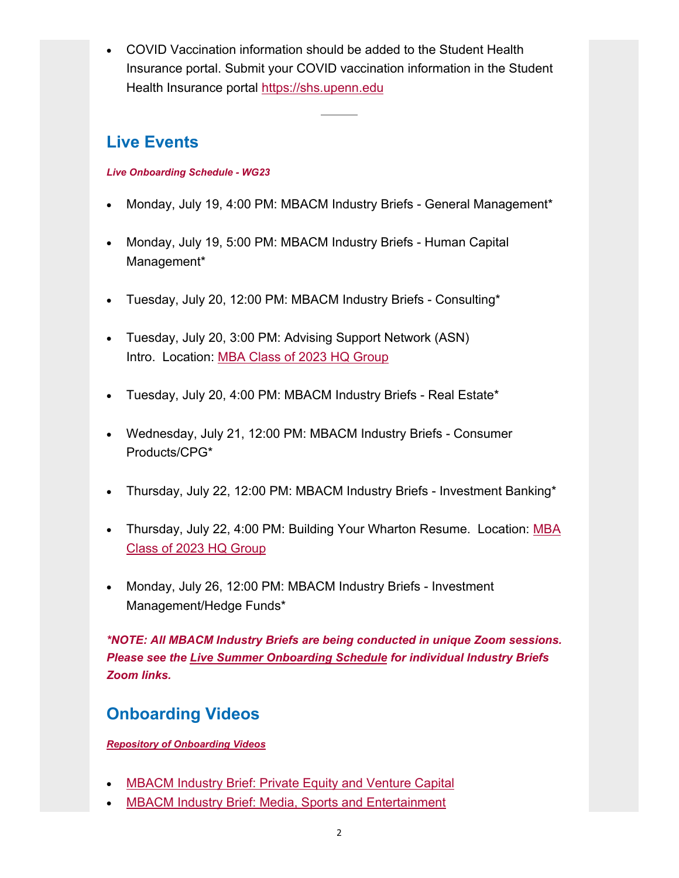- COVID Vaccination information should be added to the Student Health Insurance portal. Submit your COVID vaccination information in the Student Health Insurance portal https://shs.upenn.edu

---

## Live Events

***Live Onboarding Schedule - WG23***

- Monday, July 19, 4:00 PM: MBACM Industry Briefs - General Management*
- Monday, July 19, 5:00 PM: MBACM Industry Briefs - Human Capital Management*
- Tuesday, July 20, 12:00 PM: MBACM Industry Briefs - Consulting*
- Tuesday, July 20, 3:00 PM: Advising Support Network (ASN) Intro. Location: MBA Class of 2023 HQ Group
- Tuesday, July 20, 4:00 PM: MBACM Industry Briefs - Real Estate*
- Wednesday, July 21, 12:00 PM: MBACM Industry Briefs - Consumer Products/CPG*
- Thursday, July 22, 12:00 PM: MBACM Industry Briefs - Investment Banking*
- Thursday, July 22, 4:00 PM: Building Your Wharton Resume. Location: MBA Class of 2023 HQ Group
- Monday, July 26, 12:00 PM: MBACM Industry Briefs - Investment Management/Hedge Funds*

***NOTE: All MBACM Industry Briefs are being conducted in unique Zoom sessions. Please see the Live Summer Onboarding Schedule for individual Industry Briefs Zoom links.***

## Onboarding Videos

***Repository of Onboarding Videos***

- MBACM Industry Brief: Private Equity and Venture Capital
- MBACM Industry Brief: Media, Sports and Entertainment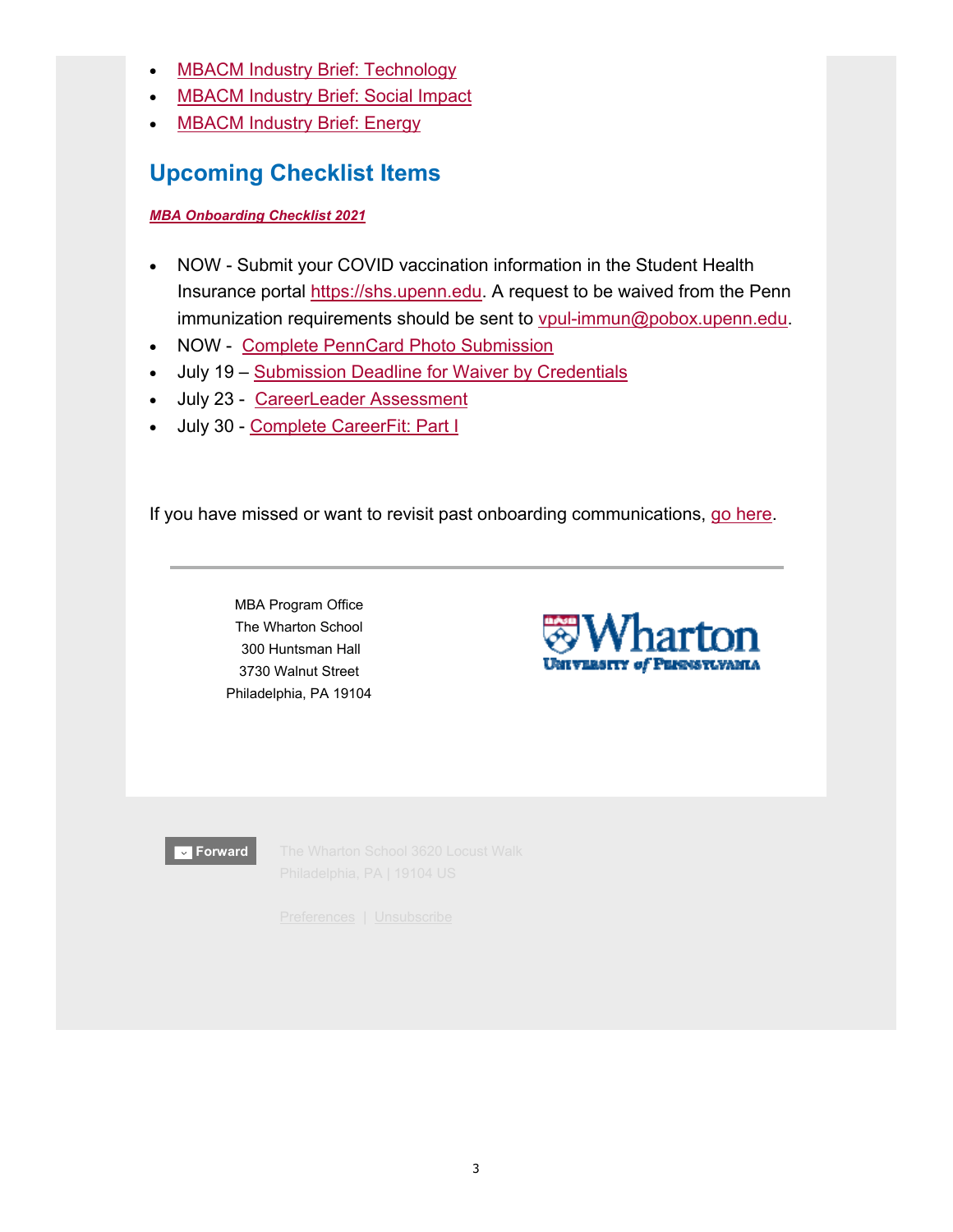- MBACM Industry Brief: Technology
- MBACM Industry Brief: Social Impact
- MBACM Industry Brief: Energy

## Upcoming Checklist Items

***MBA Onboarding Checklist 2021***

- NOW - Submit your COVID vaccination information in the Student Health Insurance portal https://shs.upenn.edu. A request to be waived from the Penn immunization requirements should be sent to vpul-immun@pobox.upenn.edu.
- NOW - Complete PennCard Photo Submission
- July 19 – Submission Deadline for Waiver by Credentials
- July 23 - CareerLeader Assessment
- July 30 - Complete CareerFit: Part I

If you have missed or want to revisit past onboarding communications, go here.

---

MBA Program Office
The Wharton School
300 Huntsman Hall
3730 Walnut Street
Philadelphia, PA 19104

Wharton
University of Pennsylvania

Forward

The Wharton School 3620 Locust Walk
Philadelphia, PA | 19104 US

Preferences | Unsubscribe